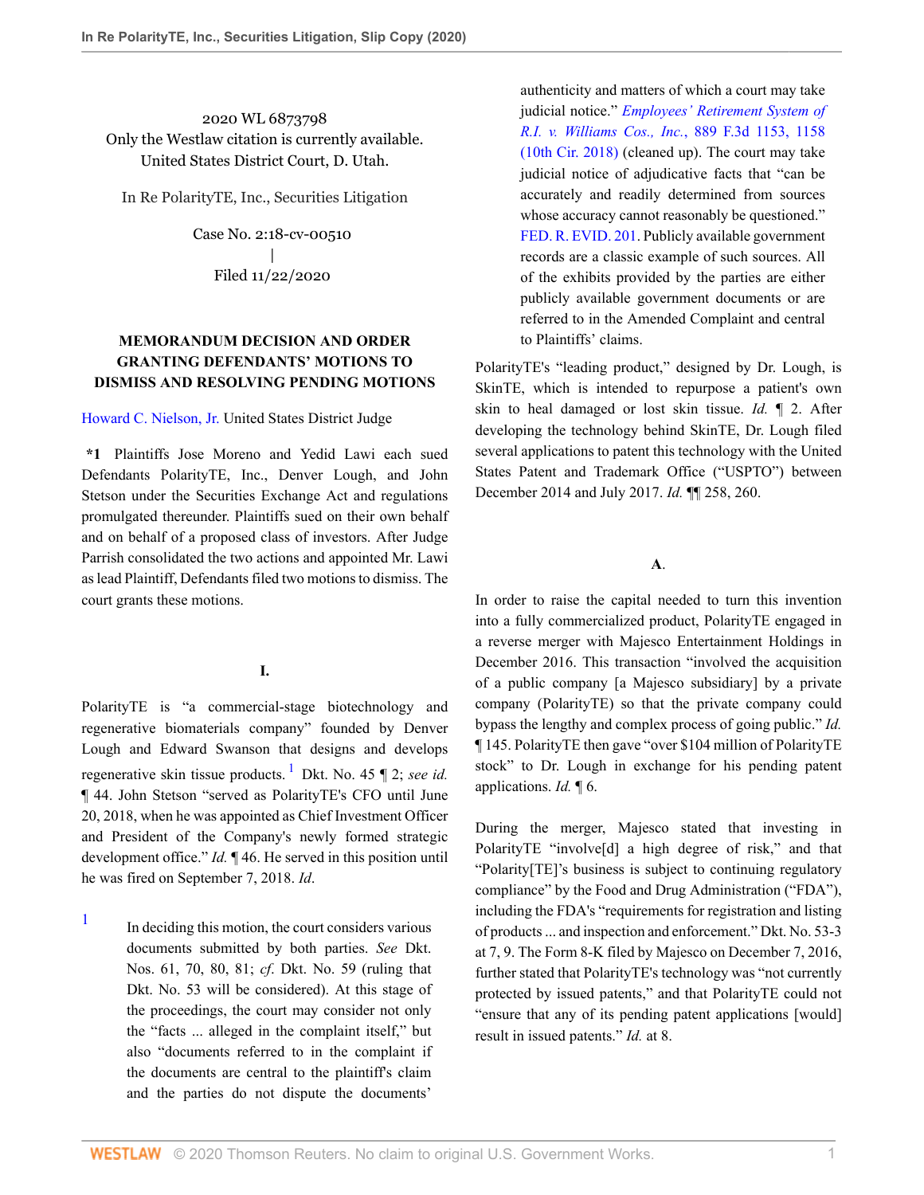2020 WL 6873798
Only the Westlaw citation is currently available.
United States District Court, D. Utah.

In Re PolarityTE, Inc., Securities Litigation

Case No. 2:18-cv-00510
|
Filed 11/22/2020

**MEMORANDUM DECISION AND ORDER GRANTING DEFENDANTS' MOTIONS TO DISMISS AND RESOLVING PENDING MOTIONS**

Howard C. Nielson, Jr. United States District Judge

**\*1** Plaintiffs Jose Moreno and Yedid Lawi each sued Defendants PolarityTE, Inc., Denver Lough, and John Stetson under the Securities Exchange Act and regulations promulgated thereunder. Plaintiffs sued on their own behalf and on behalf of a proposed class of investors. After Judge Parrish consolidated the two actions and appointed Mr. Lawi as lead Plaintiff, Defendants filed two motions to dismiss. The court grants these motions.

**I.**

PolarityTE is "a commercial-stage biotechnology and regenerative biomaterials company" founded by Denver Lough and Edward Swanson that designs and develops regenerative skin tissue products.[1] Dkt. No. 45 ¶ 2; *see id.* ¶ 44. John Stetson "served as PolarityTE's CFO until June 20, 2018, when he was appointed as Chief Investment Officer and President of the Company's newly formed strategic development office." *Id.* ¶ 46. He served in this position until he was fired on September 7, 2018. *Id*.

[1] In deciding this motion, the court considers various documents submitted by both parties. *See* Dkt. Nos. 61, 70, 80, 81; *cf.* Dkt. No. 59 (ruling that Dkt. No. 53 will be considered). At this stage of the proceedings, the court may consider not only the "facts ... alleged in the complaint itself," but also "documents referred to in the complaint if the documents are central to the plaintiff's claim and the parties do not dispute the documents' authenticity and matters of which a court may take judicial notice." *Employees' Retirement System of R.I. v. Williams Cos., Inc.*, 889 F.3d 1153, 1158 (10th Cir. 2018) (cleaned up). The court may take judicial notice of adjudicative facts that "can be accurately and readily determined from sources whose accuracy cannot reasonably be questioned." FED. R. EVID. 201. Publicly available government records are a classic example of such sources. All of the exhibits provided by the parties are either publicly available government documents or are referred to in the Amended Complaint and central to Plaintiffs' claims.

PolarityTE's "leading product," designed by Dr. Lough, is SkinTE, which is intended to repurpose a patient's own skin to heal damaged or lost skin tissue. *Id.* ¶ 2. After developing the technology behind SkinTE, Dr. Lough filed several applications to patent this technology with the United States Patent and Trademark Office ("USPTO") between December 2014 and July 2017. *Id.* ¶¶ 258, 260.

**A.**

In order to raise the capital needed to turn this invention into a fully commercialized product, PolarityTE engaged in a reverse merger with Majesco Entertainment Holdings in December 2016. This transaction "involved the acquisition of a public company [a Majesco subsidiary] by a private company (PolarityTE) so that the private company could bypass the lengthy and complex process of going public." *Id.* ¶ 145. PolarityTE then gave "over $104 million of PolarityTE stock" to Dr. Lough in exchange for his pending patent applications. *Id.* ¶ 6.

During the merger, Majesco stated that investing in PolarityTE "involve[d] a high degree of risk," and that "Polarity[TE]'s business is subject to continuing regulatory compliance" by the Food and Drug Administration ("FDA"), including the FDA's "requirements for registration and listing of products ... and inspection and enforcement." Dkt. No. 53-3 at 7, 9. The Form 8-K filed by Majesco on December 7, 2016, further stated that PolarityTE's technology was "not currently protected by issued patents," and that PolarityTE could not "ensure that any of its pending patent applications [would] result in issued patents." *Id.* at 8.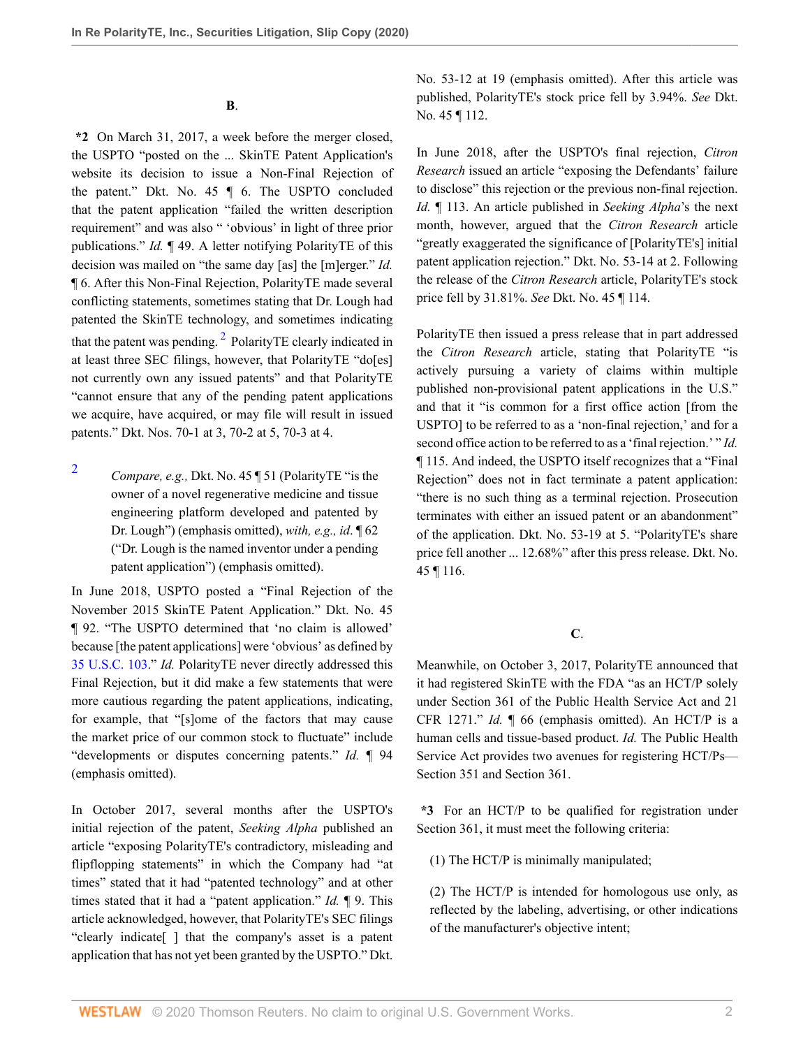**B**.

**\*2** On March 31, 2017, a week before the merger closed, the USPTO "posted on the ... SkinTE Patent Application's website its decision to issue a Non-Final Rejection of the patent." Dkt. No. 45 ¶ 6. The USPTO concluded that the patent application "failed the written description requirement" and was also " 'obvious' in light of three prior publications." *Id.* ¶ 49. A letter notifying PolarityTE of this decision was mailed on "the same day [as] the [m]erger." *Id.* ¶ 6. After this Non-Final Rejection, PolarityTE made several conflicting statements, sometimes stating that Dr. Lough had patented the SkinTE technology, and sometimes indicating that the patent was pending.[2] PolarityTE clearly indicated in at least three SEC filings, however, that PolarityTE "do[es] not currently own any issued patents" and that PolarityTE "cannot ensure that any of the pending patent applications we acquire, have acquired, or may file will result in issued patents." Dkt. Nos. 70-1 at 3, 70-2 at 5, 70-3 at 4.

2 *Compare, e.g.,* Dkt. No. 45 ¶ 51 (PolarityTE "is the owner of a novel regenerative medicine and tissue engineering platform developed and patented by Dr. Lough") (emphasis omitted), *with, e.g., id*. ¶ 62 ("Dr. Lough is the named inventor under a pending patent application") (emphasis omitted).

In June 2018, USPTO posted a "Final Rejection of the November 2015 SkinTE Patent Application." Dkt. No. 45 ¶ 92. "The USPTO determined that 'no claim is allowed' because [the patent applications] were 'obvious' as defined by 35 U.S.C. 103." *Id.* PolarityTE never directly addressed this Final Rejection, but it did make a few statements that were more cautious regarding the patent applications, indicating, for example, that "[s]ome of the factors that may cause the market price of our common stock to fluctuate" include "developments or disputes concerning patents." *Id.* ¶ 94 (emphasis omitted).

In October 2017, several months after the USPTO's initial rejection of the patent, *Seeking Alpha* published an article "exposing PolarityTE's contradictory, misleading and flipflopping statements" in which the Company had "at times" stated that it had "patented technology" and at other times stated that it had a "patent application." *Id.* ¶ 9. This article acknowledged, however, that PolarityTE's SEC filings "clearly indicate[ ] that the company's asset is a patent application that has not yet been granted by the USPTO." Dkt. No. 53-12 at 19 (emphasis omitted). After this article was published, PolarityTE's stock price fell by 3.94%. *See* Dkt. No. 45 ¶ 112.

In June 2018, after the USPTO's final rejection, *Citron Research* issued an article "exposing the Defendants' failure to disclose" this rejection or the previous non-final rejection. *Id.* ¶ 113. An article published in *Seeking Alpha*'s the next month, however, argued that the *Citron Research* article "greatly exaggerated the significance of [PolarityTE's] initial patent application rejection." Dkt. No. 53-14 at 2. Following the release of the *Citron Research* article, PolarityTE's stock price fell by 31.81%. *See* Dkt. No. 45 ¶ 114.

PolarityTE then issued a press release that in part addressed the *Citron Research* article, stating that PolarityTE "is actively pursuing a variety of claims within multiple published non-provisional patent applications in the U.S." and that it "is common for a first office action [from the USPTO] to be referred to as a 'non-final rejection,' and for a second office action to be referred to as a 'final rejection.' " *Id.* ¶ 115. And indeed, the USPTO itself recognizes that a "Final Rejection" does not in fact terminate a patent application: "there is no such thing as a terminal rejection. Prosecution terminates with either an issued patent or an abandonment" of the application. Dkt. No. 53-19 at 5. "PolarityTE's share price fell another ... 12.68%" after this press release. Dkt. No. 45 ¶ 116.

**C**.

Meanwhile, on October 3, 2017, PolarityTE announced that it had registered SkinTE with the FDA "as an HCT/P solely under Section 361 of the Public Health Service Act and 21 CFR 1271." *Id.* ¶ 66 (emphasis omitted). An HCT/P is a human cells and tissue-based product. *Id.* The Public Health Service Act provides two avenues for registering HCT/Ps—Section 351 and Section 361.

**\*3** For an HCT/P to be qualified for registration under Section 361, it must meet the following criteria:

(1) The HCT/P is minimally manipulated;

(2) The HCT/P is intended for homologous use only, as reflected by the labeling, advertising, or other indications of the manufacturer's objective intent;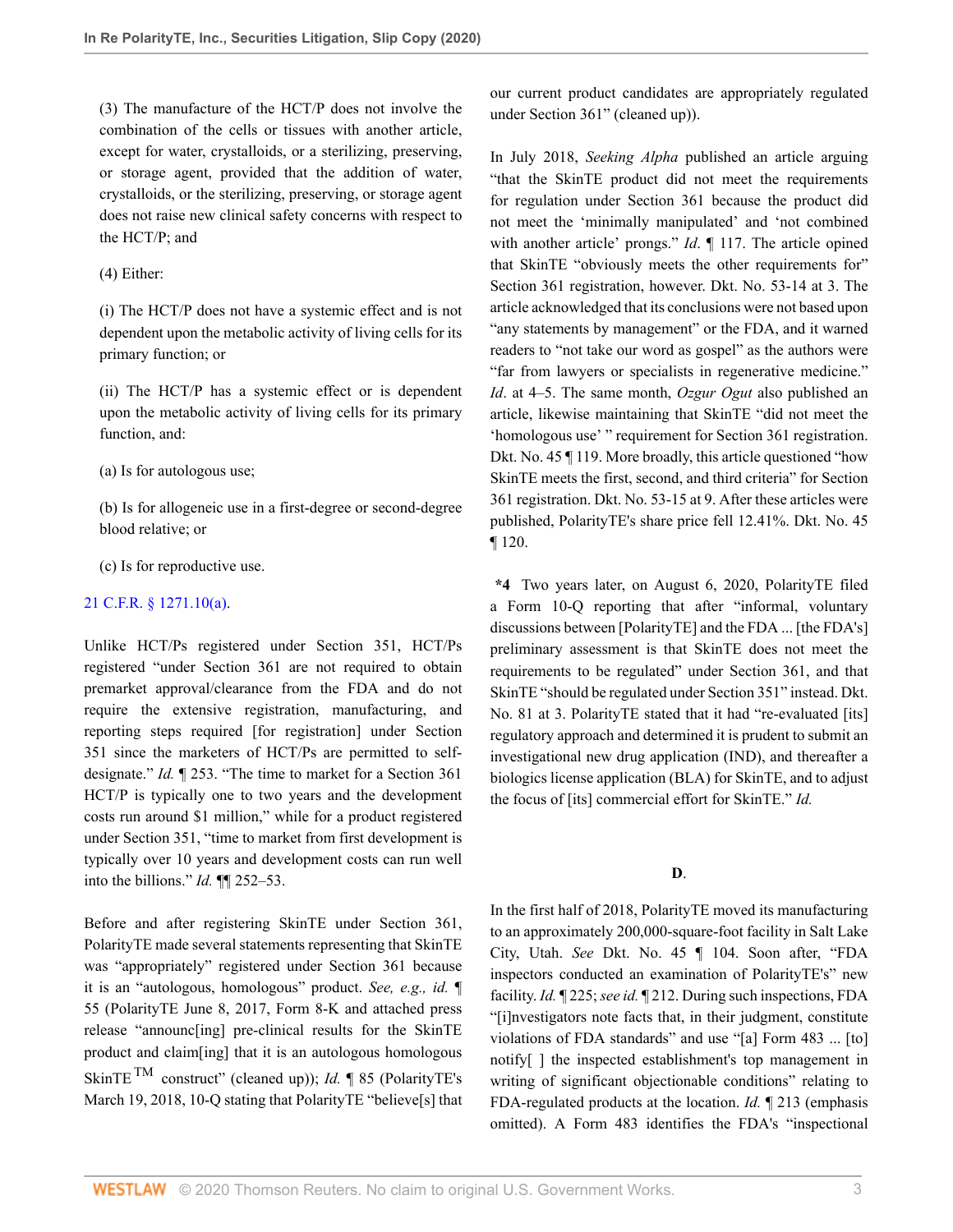(3) The manufacture of the HCT/P does not involve the combination of the cells or tissues with another article, except for water, crystalloids, or a sterilizing, preserving, or storage agent, provided that the addition of water, crystalloids, or the sterilizing, preserving, or storage agent does not raise new clinical safety concerns with respect to the HCT/P; and

(4) Either:

(i) The HCT/P does not have a systemic effect and is not dependent upon the metabolic activity of living cells for its primary function; or

(ii) The HCT/P has a systemic effect or is dependent upon the metabolic activity of living cells for its primary function, and:

(a) Is for autologous use;

(b) Is for allogeneic use in a first-degree or second-degree blood relative; or

(c) Is for reproductive use.

21 C.F.R. § 1271.10(a).

Unlike HCT/Ps registered under Section 351, HCT/Ps registered "under Section 361 are not required to obtain premarket approval/clearance from the FDA and do not require the extensive registration, manufacturing, and reporting steps required [for registration] under Section 351 since the marketers of HCT/Ps are permitted to self-designate." *Id.* ¶ 253. "The time to market for a Section 361 HCT/P is typically one to two years and the development costs run around $1 million," while for a product registered under Section 351, "time to market from first development is typically over 10 years and development costs can run well into the billions." *Id.* ¶¶ 252–53.

Before and after registering SkinTE under Section 361, PolarityTE made several statements representing that SkinTE was "appropriately" registered under Section 361 because it is an "autologous, homologous" product. *See, e.g., id.* ¶ 55 (PolarityTE June 8, 2017, Form 8-K and attached press release "announc[ing] pre-clinical results for the SkinTE product and claim[ing] that it is an autologous homologous SkinTE™ construct" (cleaned up)); *Id.* ¶ 85 (PolarityTE's March 19, 2018, 10-Q stating that PolarityTE "believe[s] that our current product candidates are appropriately regulated under Section 361" (cleaned up)).

In July 2018, *Seeking Alpha* published an article arguing "that the SkinTE product did not meet the requirements for regulation under Section 361 because the product did not meet the 'minimally manipulated' and 'not combined with another article' prongs." *Id.* ¶ 117. The article opined that SkinTE "obviously meets the other requirements for" Section 361 registration, however. Dkt. No. 53-14 at 3. The article acknowledged that its conclusions were not based upon "any statements by management" or the FDA, and it warned readers to "not take our word as gospel" as the authors were "far from lawyers or specialists in regenerative medicine." *Id.* at 4–5. The same month, *Ozgur Ogut* also published an article, likewise maintaining that SkinTE "did not meet the 'homologous use' " requirement for Section 361 registration. Dkt. No. 45 ¶ 119. More broadly, this article questioned "how SkinTE meets the first, second, and third criteria" for Section 361 registration. Dkt. No. 53-15 at 9. After these articles were published, PolarityTE's share price fell 12.41%. Dkt. No. 45 ¶ 120.

**\*4** Two years later, on August 6, 2020, PolarityTE filed a Form 10-Q reporting that after "informal, voluntary discussions between [PolarityTE] and the FDA ... [the FDA's] preliminary assessment is that SkinTE does not meet the requirements to be regulated" under Section 361, and that SkinTE "should be regulated under Section 351" instead. Dkt. No. 81 at 3. PolarityTE stated that it had "re-evaluated [its] regulatory approach and determined it is prudent to submit an investigational new drug application (IND), and thereafter a biologics license application (BLA) for SkinTE, and to adjust the focus of [its] commercial effort for SkinTE." *Id.*

### D.

In the first half of 2018, PolarityTE moved its manufacturing to an approximately 200,000-square-foot facility in Salt Lake City, Utah. *See* Dkt. No. 45 ¶ 104. Soon after, "FDA inspectors conducted an examination of PolarityTE's" new facility. *Id.* ¶ 225; *see id.* ¶ 212. During such inspections, FDA "[i]nvestigators note facts that, in their judgment, constitute violations of FDA standards" and use "[a] Form 483 ... [to] notify[ ] the inspected establishment's top management in writing of significant objectionable conditions" relating to FDA-regulated products at the location. *Id.* ¶ 213 (emphasis omitted). A Form 483 identifies the FDA's "inspectional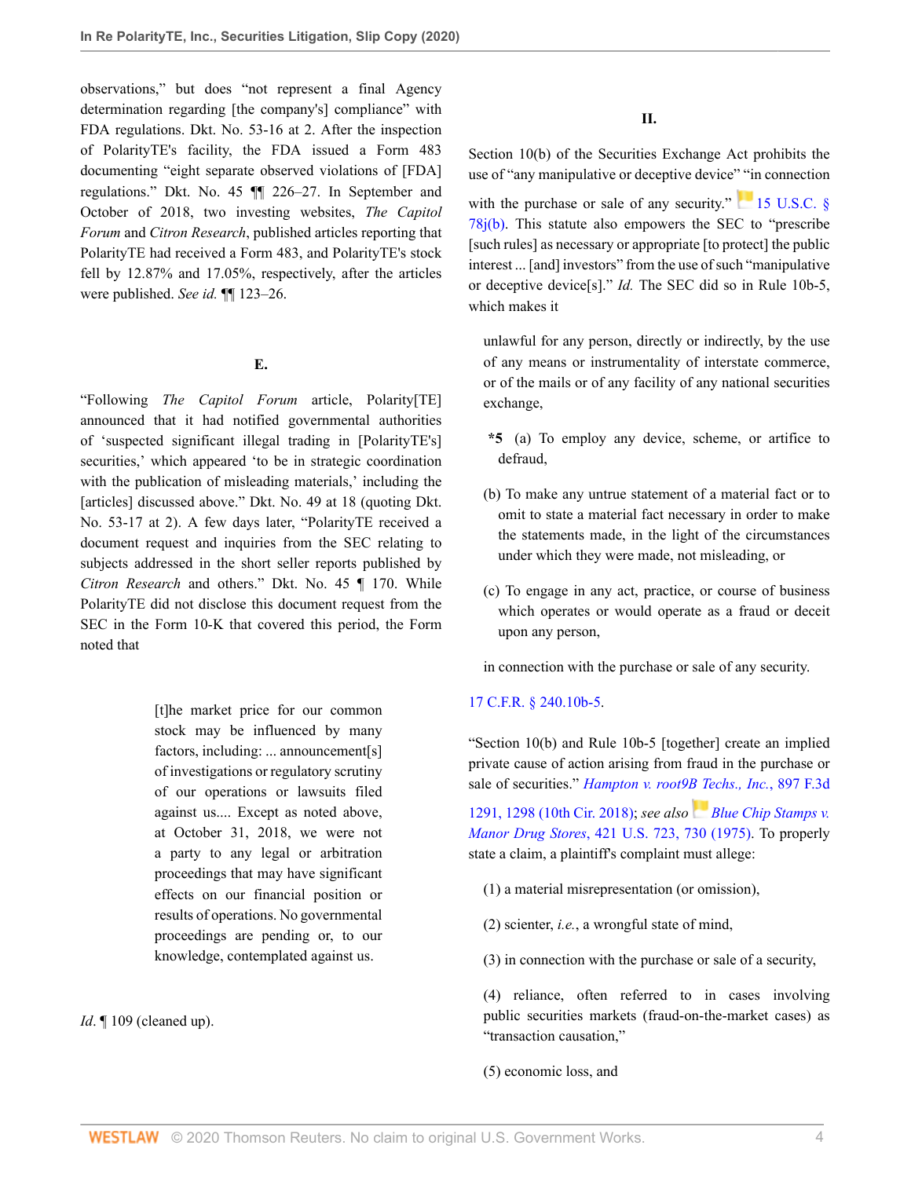observations," but does "not represent a final Agency determination regarding [the company's] compliance" with FDA regulations. Dkt. No. 53-16 at 2. After the inspection of PolarityTE's facility, the FDA issued a Form 483 documenting "eight separate observed violations of [FDA] regulations." Dkt. No. 45 ¶¶ 226–27. In September and October of 2018, two investing websites, *The Capitol Forum* and *Citron Research*, published articles reporting that PolarityTE had received a Form 483, and PolarityTE's stock fell by 12.87% and 17.05%, respectively, after the articles were published. *See id.* ¶¶ 123–26.

### E.

"Following *The Capitol Forum* article, Polarity[TE] announced that it had notified governmental authorities of 'suspected significant illegal trading in [PolarityTE's] securities,' which appeared 'to be in strategic coordination with the publication of misleading materials,' including the [articles] discussed above." Dkt. No. 49 at 18 (quoting Dkt. No. 53-17 at 2). A few days later, "PolarityTE received a document request and inquiries from the SEC relating to subjects addressed in the short seller reports published by *Citron Research* and others." Dkt. No. 45 ¶ 170. While PolarityTE did not disclose this document request from the SEC in the Form 10-K that covered this period, the Form noted that

> [t]he market price for our common stock may be influenced by many factors, including: ... announcement[s] of investigations or regulatory scrutiny of our operations or lawsuits filed against us.... Except as noted above, at October 31, 2018, we were not a party to any legal or arbitration proceedings that may have significant effects on our financial position or results of operations. No governmental proceedings are pending or, to our knowledge, contemplated against us.

*Id.* ¶ 109 (cleaned up).

## II.

Section 10(b) of the Securities Exchange Act prohibits the use of "any manipulative or deceptive device" "in connection with the purchase or sale of any security." 15 U.S.C. § 78j(b). This statute also empowers the SEC to "prescribe [such rules] as necessary or appropriate [to protect] the public interest ... [and] investors" from the use of such "manipulative or deceptive device[s]." *Id.* The SEC did so in Rule 10b-5, which makes it

> unlawful for any person, directly or indirectly, by the use of any means or instrumentality of interstate commerce, or of the mails or of any facility of any national securities exchange,
>
> **\*5** (a) To employ any device, scheme, or artifice to defraud,
>
> (b) To make any untrue statement of a material fact or to omit to state a material fact necessary in order to make the statements made, in the light of the circumstances under which they were made, not misleading, or
>
> (c) To engage in any act, practice, or course of business which operates or would operate as a fraud or deceit upon any person,
>
> in connection with the purchase or sale of any security.

17 C.F.R. § 240.10b-5.

"Section 10(b) and Rule 10b-5 [together] create an implied private cause of action arising from fraud in the purchase or sale of securities." *Hampton v. root9B Techs., Inc.*, 897 F.3d 1291, 1298 (10th Cir. 2018); *see also* *Blue Chip Stamps v. Manor Drug Stores*, 421 U.S. 723, 730 (1975). To properly state a claim, a plaintiff's complaint must allege:

> (1) a material misrepresentation (or omission),
>
> (2) scienter, *i.e.*, a wrongful state of mind,
>
> (3) in connection with the purchase or sale of a security,
>
> (4) reliance, often referred to in cases involving public securities markets (fraud-on-the-market cases) as "transaction causation,"
>
> (5) economic loss, and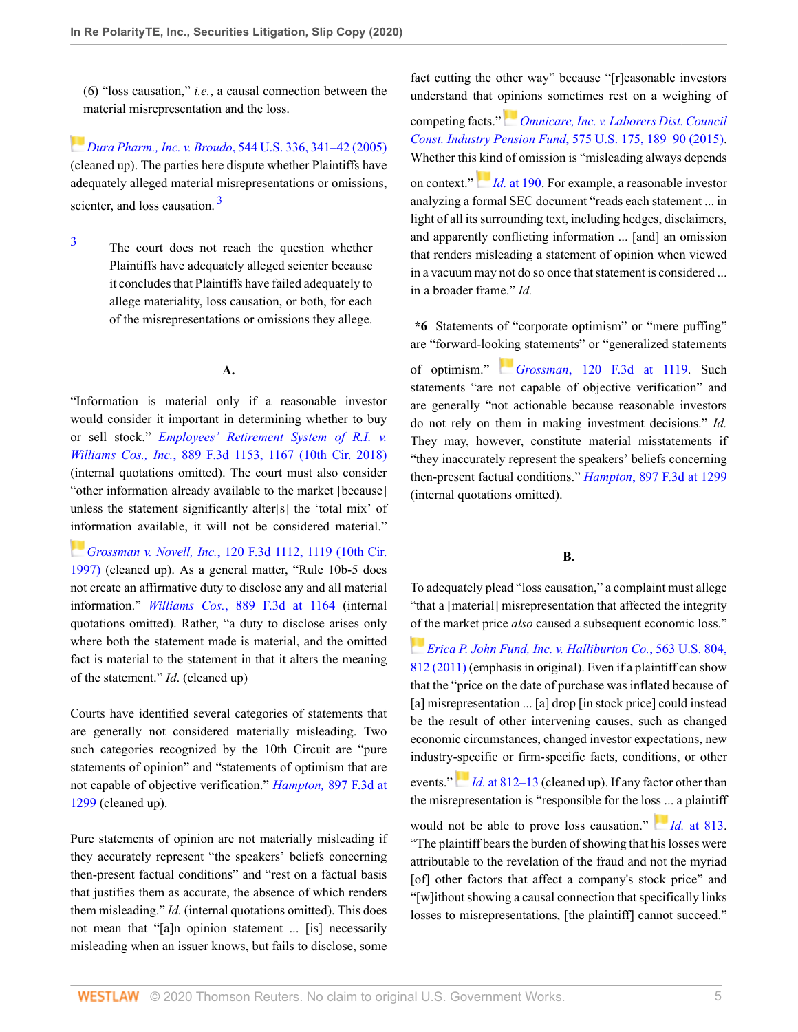(6) "loss causation," *i.e.*, a causal connection between the material misrepresentation and the loss.

*Dura Pharm., Inc. v. Broudo*, 544 U.S. 336, 341–42 (2005) (cleaned up). The parties here dispute whether Plaintiffs have adequately alleged material misrepresentations or omissions, scienter, and loss causation. [3]

[3] The court does not reach the question whether Plaintiffs have adequately alleged scienter because it concludes that Plaintiffs have failed adequately to allege materiality, loss causation, or both, for each of the misrepresentations or omissions they allege.

### A.

"Information is material only if a reasonable investor would consider it important in determining whether to buy or sell stock." *Employees' Retirement System of R.I. v. Williams Cos., Inc.*, 889 F.3d 1153, 1167 (10th Cir. 2018) (internal quotations omitted). The court must also consider "other information already available to the market [because] unless the statement significantly alter[s] the 'total mix' of information available, it will not be considered material." *Grossman v. Novell, Inc.*, 120 F.3d 1112, 1119 (10th Cir. 1997) (cleaned up). As a general matter, "Rule 10b-5 does not create an affirmative duty to disclose any and all material information." *Williams Cos.*, 889 F.3d at 1164 (internal quotations omitted). Rather, "a duty to disclose arises only where both the statement made is material, and the omitted fact is material to the statement in that it alters the meaning of the statement." *Id*. (cleaned up)

Courts have identified several categories of statements that are generally not considered materially misleading. Two such categories recognized by the 10th Circuit are "pure statements of opinion" and "statements of optimism that are not capable of objective verification." *Hampton*, 897 F.3d at 1299 (cleaned up).

Pure statements of opinion are not materially misleading if they accurately represent "the speakers' beliefs concerning then-present factual conditions" and "rest on a factual basis that justifies them as accurate, the absence of which renders them misleading." *Id.* (internal quotations omitted). This does not mean that "[a]n opinion statement ... [is] necessarily misleading when an issuer knows, but fails to disclose, some fact cutting the other way" because "[r]easonable investors understand that opinions sometimes rest on a weighing of competing facts." *Omnicare, Inc. v. Laborers Dist. Council Const. Industry Pension Fund*, 575 U.S. 175, 189–90 (2015). Whether this kind of omission is "misleading always depends on context." *Id.* at 190. For example, a reasonable investor analyzing a formal SEC document "reads each statement ... in light of all its surrounding text, including hedges, disclaimers, and apparently conflicting information ... [and] an omission that renders misleading a statement of opinion when viewed in a vacuum may not do so once that statement is considered ... in a broader frame." *Id.*

**\*6** Statements of "corporate optimism" or "mere puffing" are "forward-looking statements" or "generalized statements of optimism." *Grossman*, 120 F.3d at 1119. Such statements "are not capable of objective verification" and are generally "not actionable because reasonable investors do not rely on them in making investment decisions." *Id.* They may, however, constitute material misstatements if "they inaccurately represent the speakers' beliefs concerning then-present factual conditions." *Hampton*, 897 F.3d at 1299 (internal quotations omitted).

### B.

To adequately plead "loss causation," a complaint must allege "that a [material] misrepresentation that affected the integrity of the market price *also* caused a subsequent economic loss." *Erica P. John Fund, Inc. v. Halliburton Co.*, 563 U.S. 804, 812 (2011) (emphasis in original). Even if a plaintiff can show that the "price on the date of purchase was inflated because of [a] misrepresentation ... [a] drop [in stock price] could instead be the result of other intervening causes, such as changed economic circumstances, changed investor expectations, new industry-specific or firm-specific facts, conditions, or other events." *Id.* at 812–13 (cleaned up). If any factor other than the misrepresentation is "responsible for the loss ... a plaintiff would not be able to prove loss causation." *Id.* at 813. "The plaintiff bears the burden of showing that his losses were attributable to the revelation of the fraud and not the myriad [of] other factors that affect a company's stock price" and "[w]ithout showing a causal connection that specifically links losses to misrepresentations, [the plaintiff] cannot succeed."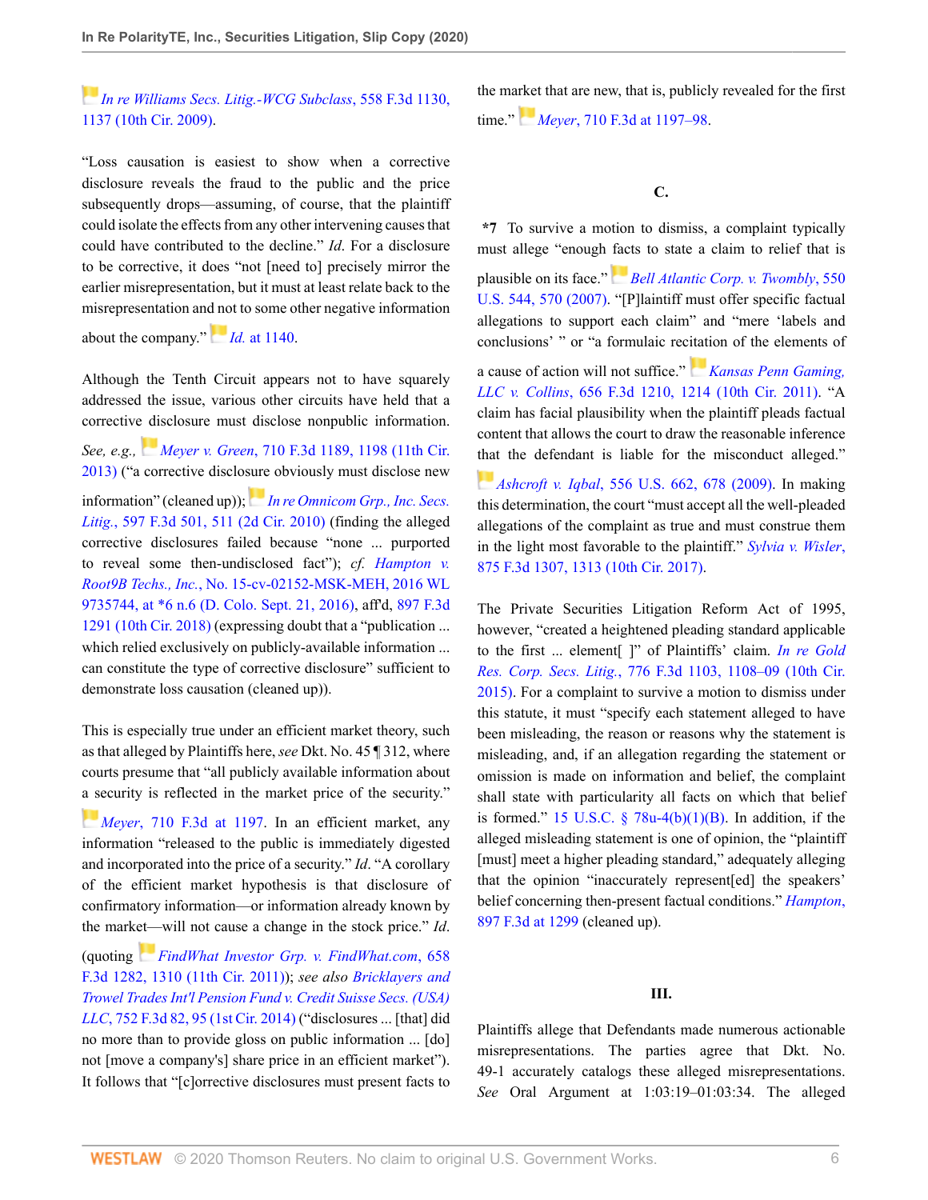*In re Williams Secs. Litig.-WCG Subclass*, 558 F.3d 1130, 1137 (10th Cir. 2009).

"Loss causation is easiest to show when a corrective disclosure reveals the fraud to the public and the price subsequently drops—assuming, of course, that the plaintiff could isolate the effects from any other intervening causes that could have contributed to the decline." *Id.* For a disclosure to be corrective, it does "not [need to] precisely mirror the earlier misrepresentation, but it must at least relate back to the misrepresentation and not to some other negative information about the company." *Id.* at 1140.

Although the Tenth Circuit appears not to have squarely addressed the issue, various other circuits have held that a corrective disclosure must disclose nonpublic information. *See, e.g.*, *Meyer v. Green*, 710 F.3d 1189, 1198 (11th Cir. 2013) ("a corrective disclosure obviously must disclose new information" (cleaned up)); *In re Omnicom Grp., Inc. Secs. Litig.*, 597 F.3d 501, 511 (2d Cir. 2010) (finding the alleged corrective disclosures failed because "none ... purported to reveal some then-undisclosed fact"); *cf. Hampton v. Root9B Techs., Inc.*, No. 15-cv-02152-MSK-MEH, 2016 WL 9735744, at *6 n.6 (D. Colo. Sept. 21, 2016), aff'd, 897 F.3d 1291 (10th Cir. 2018) (expressing doubt that a "publication ... which relied exclusively on publicly-available information ... can constitute the type of corrective disclosure" sufficient to demonstrate loss causation (cleaned up)).

This is especially true under an efficient market theory, such as that alleged by Plaintiffs here, *see* Dkt. No. 45 ¶ 312, where courts presume that "all publicly available information about a security is reflected in the market price of the security." *Meyer*, 710 F.3d at 1197. In an efficient market, any information "released to the public is immediately digested and incorporated into the price of a security." *Id.* "A corollary of the efficient market hypothesis is that disclosure of confirmatory information—or information already known by the market—will not cause a change in the stock price." *Id.* (quoting *FindWhat Investor Grp. v. FindWhat.com*, 658 F.3d 1282, 1310 (11th Cir. 2011)); *see also Bricklayers and Trowel Trades Int'l Pension Fund v. Credit Suisse Secs. (USA) LLC*, 752 F.3d 82, 95 (1st Cir. 2014) ("disclosures ... [that] did no more than to provide gloss on public information ... [do] not [move a company's] share price in an efficient market"). It follows that "[c]orrective disclosures must present facts to the market that are new, that is, publicly revealed for the first time." *Meyer*, 710 F.3d at 1197–98.

### C.

**\*7** To survive a motion to dismiss, a complaint typically must allege "enough facts to state a claim to relief that is plausible on its face." *Bell Atlantic Corp. v. Twombly*, 550 U.S. 544, 570 (2007). "[P]laintiff must offer specific factual allegations to support each claim" and "mere 'labels and conclusions' " or "a formulaic recitation of the elements of a cause of action will not suffice." *Kansas Penn Gaming, LLC v. Collins*, 656 F.3d 1210, 1214 (10th Cir. 2011). "A claim has facial plausibility when the plaintiff pleads factual content that allows the court to draw the reasonable inference that the defendant is liable for the misconduct alleged." *Ashcroft v. Iqbal*, 556 U.S. 662, 678 (2009). In making this determination, the court "must accept all the well-pleaded allegations of the complaint as true and must construe them in the light most favorable to the plaintiff." *Sylvia v. Wisler*, 875 F.3d 1307, 1313 (10th Cir. 2017).

The Private Securities Litigation Reform Act of 1995, however, "created a heightened pleading standard applicable to the first ... element[ ]" of Plaintiffs' claim. *In re Gold Res. Corp. Secs. Litig.*, 776 F.3d 1103, 1108–09 (10th Cir. 2015). For a complaint to survive a motion to dismiss under this statute, it must "specify each statement alleged to have been misleading, the reason or reasons why the statement is misleading, and, if an allegation regarding the statement or omission is made on information and belief, the complaint shall state with particularity all facts on which that belief is formed." 15 U.S.C. § 78u-4(b)(1)(B). In addition, if the alleged misleading statement is one of opinion, the "plaintiff [must] meet a higher pleading standard," adequately alleging that the opinion "inaccurately represent[ed] the speakers' belief concerning then-present factual conditions." *Hampton*, 897 F.3d at 1299 (cleaned up).

## III.

Plaintiffs allege that Defendants made numerous actionable misrepresentations. The parties agree that Dkt. No. 49-1 accurately catalogs these alleged misrepresentations. *See* Oral Argument at 1:03:19–01:03:34. The alleged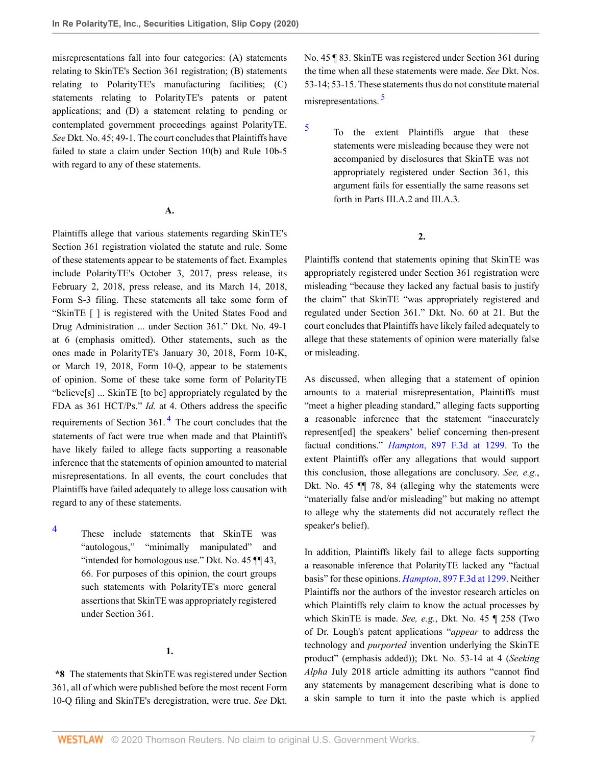misrepresentations fall into four categories: (A) statements relating to SkinTE's Section 361 registration; (B) statements relating to PolarityTE's manufacturing facilities; (C) statements relating to PolarityTE's patents or patent applications; and (D) a statement relating to pending or contemplated government proceedings against PolarityTE. *See* Dkt. No. 45; 49-1. The court concludes that Plaintiffs have failed to state a claim under Section 10(b) and Rule 10b-5 with regard to any of these statements.

### A.

Plaintiffs allege that various statements regarding SkinTE's Section 361 registration violated the statute and rule. Some of these statements appear to be statements of fact. Examples include PolarityTE's October 3, 2017, press release, its February 2, 2018, press release, and its March 14, 2018, Form S-3 filing. These statements all take some form of "SkinTE [ ] is registered with the United States Food and Drug Administration ... under Section 361." Dkt. No. 49-1 at 6 (emphasis omitted). Other statements, such as the ones made in PolarityTE's January 30, 2018, Form 10-K, or March 19, 2018, Form 10-Q, appear to be statements of opinion. Some of these take some form of PolarityTE "believe[s] ... SkinTE [to be] appropriately regulated by the FDA as 361 HCT/Ps." *Id.* at 4. Others address the specific requirements of Section 361.[4] The court concludes that the statements of fact were true when made and that Plaintiffs have likely failed to allege facts supporting a reasonable inference that the statements of opinion amounted to material misrepresentations. In all events, the court concludes that Plaintiffs have failed adequately to allege loss causation with regard to any of these statements.

[4] These include statements that SkinTE was "autologous," "minimally manipulated" and "intended for homologous use." Dkt. No. 45 ¶¶ 43, 66. For purposes of this opinion, the court groups such statements with PolarityTE's more general assertions that SkinTE was appropriately registered under Section 361.

#### 1.

**\*8** The statements that SkinTE was registered under Section 361, all of which were published before the most recent Form 10-Q filing and SkinTE's deregistration, were true. *See* Dkt. No. 45 ¶ 83. SkinTE was registered under Section 361 during the time when all these statements were made. *See* Dkt. Nos. 53-14; 53-15. These statements thus do not constitute material misrepresentations.[5]

[5] To the extent Plaintiffs argue that these statements were misleading because they were not accompanied by disclosures that SkinTE was not appropriately registered under Section 361, this argument fails for essentially the same reasons set forth in Parts III.A.2 and III.A.3.

#### 2.

Plaintiffs contend that statements opining that SkinTE was appropriately registered under Section 361 registration were misleading "because they lacked any factual basis to justify the claim" that SkinTE "was appropriately registered and regulated under Section 361." Dkt. No. 60 at 21. But the court concludes that Plaintiffs have likely failed adequately to allege that these statements of opinion were materially false or misleading.

As discussed, when alleging that a statement of opinion amounts to a material misrepresentation, Plaintiffs must "meet a higher pleading standard," alleging facts supporting a reasonable inference that the statement "inaccurately represent[ed] the speakers' belief concerning then-present factual conditions." *Hampton*, 897 F.3d at 1299. To the extent Plaintiffs offer any allegations that would support this conclusion, those allegations are conclusory. *See, e.g.*, Dkt. No. 45 ¶¶ 78, 84 (alleging why the statements were "materially false and/or misleading" but making no attempt to allege why the statements did not accurately reflect the speaker's belief).

In addition, Plaintiffs likely fail to allege facts supporting a reasonable inference that PolarityTE lacked any "factual basis" for these opinions. *Hampton*, 897 F.3d at 1299. Neither Plaintiffs nor the authors of the investor research articles on which Plaintiffs rely claim to know the actual processes by which SkinTE is made. *See, e.g.*, Dkt. No. 45 ¶ 258 (Two of Dr. Lough's patent applications "*appear* to address the technology and *purported* invention underlying the SkinTE product" (emphasis added)); Dkt. No. 53-14 at 4 (*Seeking Alpha* July 2018 article admitting its authors "cannot find any statements by management describing what is done to a skin sample to turn it into the paste which is applied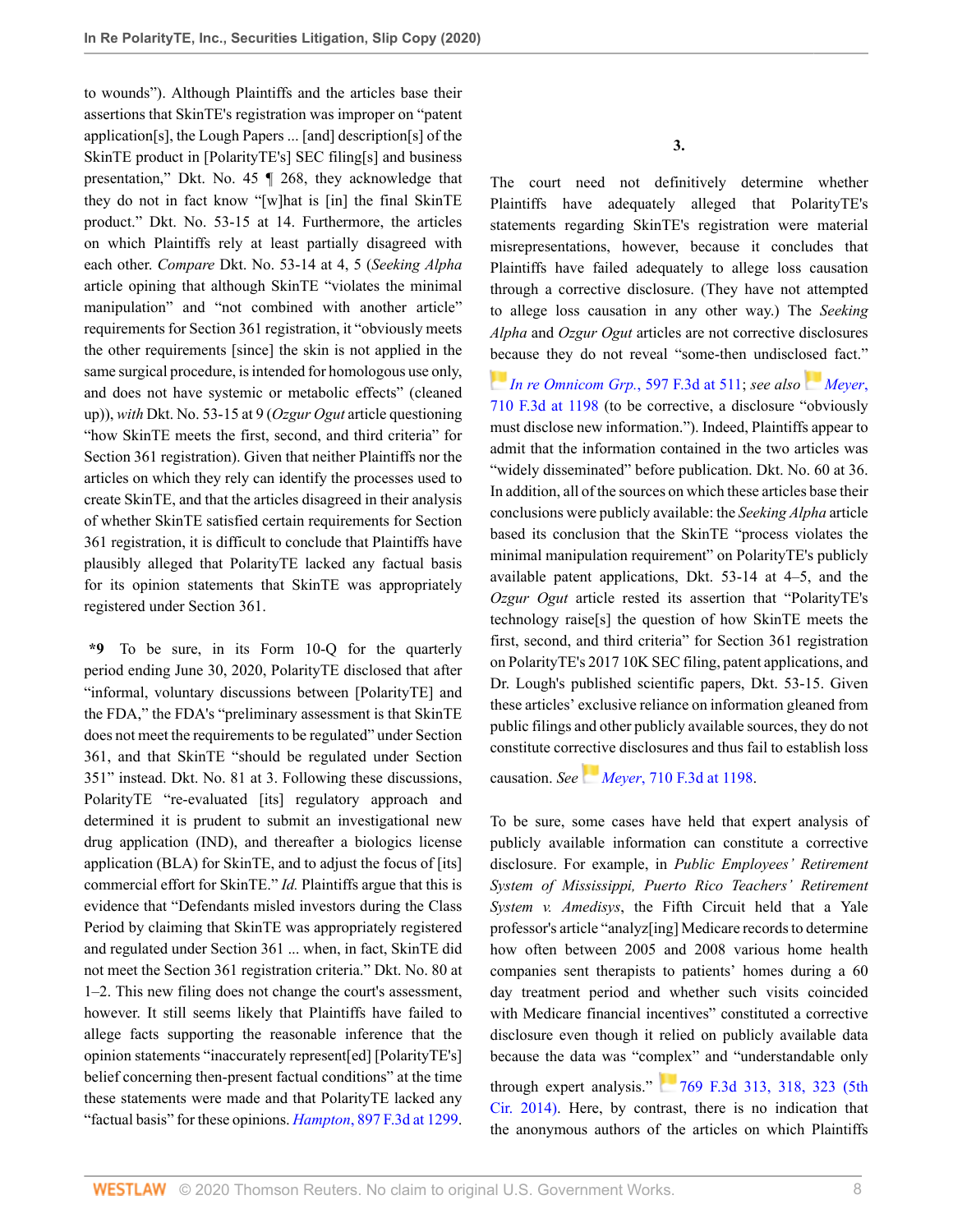to wounds"). Although Plaintiffs and the articles base their assertions that SkinTE's registration was improper on "patent application[s], the Lough Papers ... [and] description[s] of the SkinTE product in [PolarityTE's] SEC filing[s] and business presentation," Dkt. No. 45 ¶ 268, they acknowledge that they do not in fact know "[w]hat is [in] the final SkinTE product." Dkt. No. 53-15 at 14. Furthermore, the articles on which Plaintiffs rely at least partially disagreed with each other. *Compare* Dkt. No. 53-14 at 4, 5 (*Seeking Alpha* article opining that although SkinTE "violates the minimal manipulation" and "not combined with another article" requirements for Section 361 registration, it "obviously meets the other requirements [since] the skin is not applied in the same surgical procedure, is intended for homologous use only, and does not have systemic or metabolic effects" (cleaned up)), *with* Dkt. No. 53-15 at 9 (*Ozgur Ogut* article questioning "how SkinTE meets the first, second, and third criteria" for Section 361 registration). Given that neither Plaintiffs nor the articles on which they rely can identify the processes used to create SkinTE, and that the articles disagreed in their analysis of whether SkinTE satisfied certain requirements for Section 361 registration, it is difficult to conclude that Plaintiffs have plausibly alleged that PolarityTE lacked any factual basis for its opinion statements that SkinTE was appropriately registered under Section 361.

**\*9** To be sure, in its Form 10-Q for the quarterly period ending June 30, 2020, PolarityTE disclosed that after "informal, voluntary discussions between [PolarityTE] and the FDA," the FDA's "preliminary assessment is that SkinTE does not meet the requirements to be regulated" under Section 361, and that SkinTE "should be regulated under Section 351" instead. Dkt. No. 81 at 3. Following these discussions, PolarityTE "re-evaluated [its] regulatory approach and determined it is prudent to submit an investigational new drug application (IND), and thereafter a biologics license application (BLA) for SkinTE, and to adjust the focus of [its] commercial effort for SkinTE." *Id.* Plaintiffs argue that this is evidence that "Defendants misled investors during the Class Period by claiming that SkinTE was appropriately registered and regulated under Section 361 ... when, in fact, SkinTE did not meet the Section 361 registration criteria." Dkt. No. 80 at 1–2. This new filing does not change the court's assessment, however. It still seems likely that Plaintiffs have failed to allege facts supporting the reasonable inference that the opinion statements "inaccurately represent[ed] [PolarityTE's] belief concerning then-present factual conditions" at the time these statements were made and that PolarityTE lacked any "factual basis" for these opinions. *Hampton*, 897 F.3d at 1299.

### 3.

The court need not definitively determine whether Plaintiffs have adequately alleged that PolarityTE's statements regarding SkinTE's registration were material misrepresentations, however, because it concludes that Plaintiffs have failed adequately to allege loss causation through a corrective disclosure. (They have not attempted to allege loss causation in any other way.) The *Seeking Alpha* and *Ozgur Ogut* articles are not corrective disclosures because they do not reveal "some-then undisclosed fact." *In re Omnicom Grp.*, 597 F.3d at 511; *see also* *Meyer*, 710 F.3d at 1198 (to be corrective, a disclosure "obviously must disclose new information."). Indeed, Plaintiffs appear to admit that the information contained in the two articles was "widely disseminated" before publication. Dkt. No. 60 at 36. In addition, all of the sources on which these articles base their conclusions were publicly available: the *Seeking Alpha* article based its conclusion that the SkinTE "process violates the minimal manipulation requirement" on PolarityTE's publicly available patent applications, Dkt. 53-14 at 4–5, and the *Ozgur Ogut* article rested its assertion that "PolarityTE's technology raise[s] the question of how SkinTE meets the first, second, and third criteria" for Section 361 registration on PolarityTE's 2017 10K SEC filing, patent applications, and Dr. Lough's published scientific papers, Dkt. 53-15. Given these articles' exclusive reliance on information gleaned from public filings and other publicly available sources, they do not constitute corrective disclosures and thus fail to establish loss causation. *See* *Meyer*, 710 F.3d at 1198.

To be sure, some cases have held that expert analysis of publicly available information can constitute a corrective disclosure. For example, in *Public Employees' Retirement System of Mississippi, Puerto Rico Teachers' Retirement System v. Amedisys*, the Fifth Circuit held that a Yale professor's article "analyz[ing] Medicare records to determine how often between 2005 and 2008 various home health companies sent therapists to patients' homes during a 60 day treatment period and whether such visits coincided with Medicare financial incentives" constituted a corrective disclosure even though it relied on publicly available data because the data was "complex" and "understandable only through expert analysis." 769 F.3d 313, 318, 323 (5th Cir. 2014). Here, by contrast, there is no indication that the anonymous authors of the articles on which Plaintiffs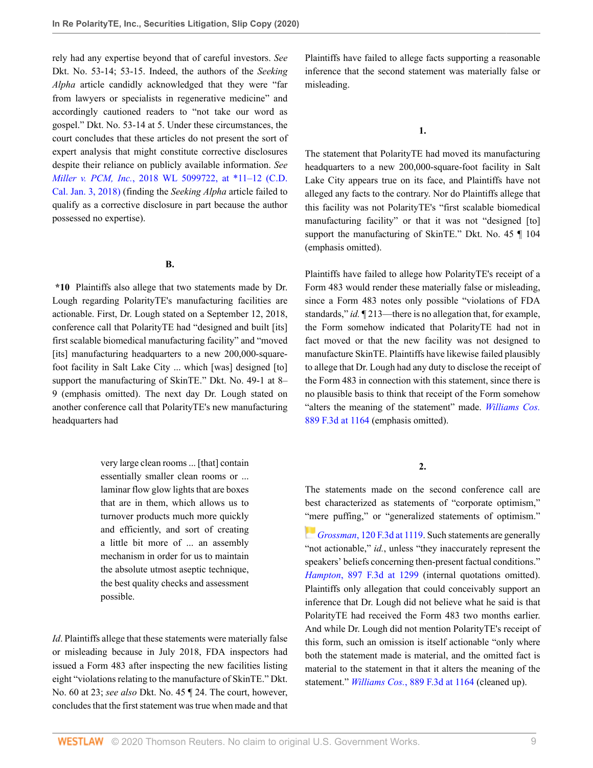rely had any expertise beyond that of careful investors. *See* Dkt. No. 53-14; 53-15. Indeed, the authors of the *Seeking Alpha* article candidly acknowledged that they were "far from lawyers or specialists in regenerative medicine" and accordingly cautioned readers to "not take our word as gospel." Dkt. No. 53-14 at 5. Under these circumstances, the court concludes that these articles do not present the sort of expert analysis that might constitute corrective disclosures despite their reliance on publicly available information. *See Miller v. PCM, Inc.*, 2018 WL 5099722, at *11–12 (C.D. Cal. Jan. 3, 2018) (finding the *Seeking Alpha* article failed to qualify as a corrective disclosure in part because the author possessed no expertise).

### B.

**\*10** Plaintiffs also allege that two statements made by Dr. Lough regarding PolarityTE's manufacturing facilities are actionable. First, Dr. Lough stated on a September 12, 2018, conference call that PolarityTE had "designed and built [its] first scalable biomedical manufacturing facility" and "moved [its] manufacturing headquarters to a new 200,000-square-foot facility in Salt Lake City ... which [was] designed [to] support the manufacturing of SkinTE." Dkt. No. 49-1 at 8–9 (emphasis omitted). The next day Dr. Lough stated on another conference call that PolarityTE's new manufacturing headquarters had

> very large clean rooms ... [that] contain essentially smaller clean rooms or ... laminar flow glow lights that are boxes that are in them, which allows us to turnover products much more quickly and efficiently, and sort of creating a little bit more of ... an assembly mechanism in order for us to maintain the absolute utmost aseptic technique, the best quality checks and assessment possible.

*Id*. Plaintiffs allege that these statements were materially false or misleading because in July 2018, FDA inspectors had issued a Form 483 after inspecting the new facilities listing eight "violations relating to the manufacture of SkinTE." Dkt. No. 60 at 23; *see also* Dkt. No. 45 ¶ 24. The court, however, concludes that the first statement was true when made and that Plaintiffs have failed to allege facts supporting a reasonable inference that the second statement was materially false or misleading.

#### 1.

The statement that PolarityTE had moved its manufacturing headquarters to a new 200,000-square-foot facility in Salt Lake City appears true on its face, and Plaintiffs have not alleged any facts to the contrary. Nor do Plaintiffs allege that this facility was not PolarityTE's "first scalable biomedical manufacturing facility" or that it was not "designed [to] support the manufacturing of SkinTE." Dkt. No. 45 ¶ 104 (emphasis omitted).

Plaintiffs have failed to allege how PolarityTE's receipt of a Form 483 would render these materially false or misleading, since a Form 483 notes only possible "violations of FDA standards," *id.* ¶ 213—there is no allegation that, for example, the Form somehow indicated that PolarityTE had not in fact moved or that the new facility was not designed to manufacture SkinTE. Plaintiffs have likewise failed plausibly to allege that Dr. Lough had any duty to disclose the receipt of the Form 483 in connection with this statement, since there is no plausible basis to think that receipt of the Form somehow "alters the meaning of the statement" made. *Williams Cos.* 889 F.3d at 1164 (emphasis omitted).

#### 2.

The statements made on the second conference call are best characterized as statements of "corporate optimism," "mere puffing," or "generalized statements of optimism." *Grossman*, 120 F.3d at 1119. Such statements are generally "not actionable," *id.*, unless "they inaccurately represent the speakers' beliefs concerning then-present factual conditions." *Hampton*, 897 F.3d at 1299 (internal quotations omitted). Plaintiffs only allegation that could conceivably support an inference that Dr. Lough did not believe what he said is that PolarityTE had received the Form 483 two months earlier. And while Dr. Lough did not mention PolarityTE's receipt of this form, such an omission is itself actionable "only where both the statement made is material, and the omitted fact is material to the statement in that it alters the meaning of the statement." *Williams Cos.*, 889 F.3d at 1164 (cleaned up).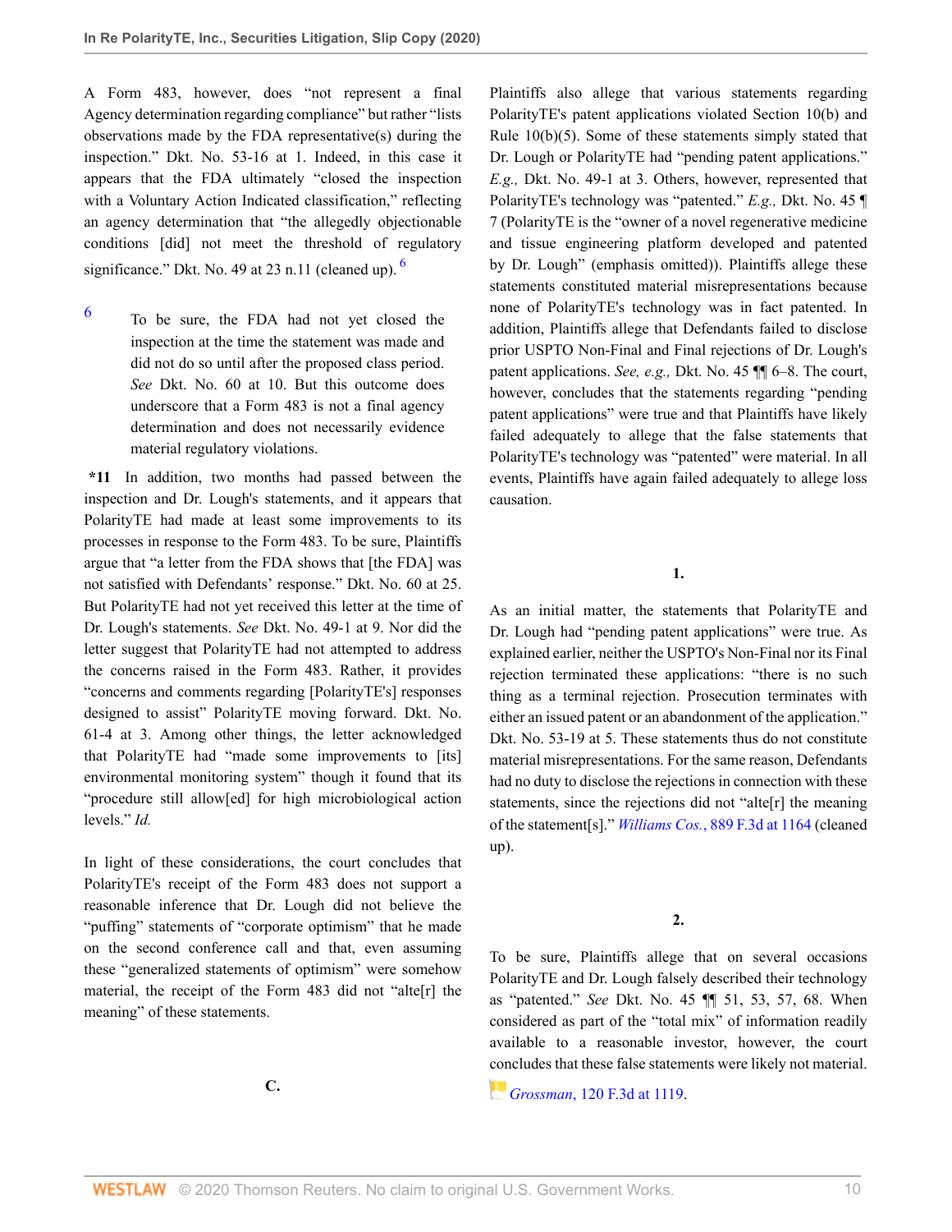A Form 483, however, does "not represent a final Agency determination regarding compliance" but rather "lists observations made by the FDA representative(s) during the inspection." Dkt. No. 53-16 at 1. Indeed, in this case it appears that the FDA ultimately "closed the inspection with a Voluntary Action Indicated classification," reflecting an agency determination that "the allegedly objectionable conditions [did] not meet the threshold of regulatory significance." Dkt. No. 49 at 23 n.11 (cleaned up).[6]

> [6] To be sure, the FDA had not yet closed the inspection at the time the statement was made and did not do so until after the proposed class period. *See* Dkt. No. 60 at 10. But this outcome does underscore that a Form 483 is not a final agency determination and does not necessarily evidence material regulatory violations.

**\*11** In addition, two months had passed between the inspection and Dr. Lough's statements, and it appears that PolarityTE had made at least some improvements to its processes in response to the Form 483. To be sure, Plaintiffs argue that "a letter from the FDA shows that [the FDA] was not satisfied with Defendants' response." Dkt. No. 60 at 25. But PolarityTE had not yet received this letter at the time of Dr. Lough's statements. *See* Dkt. No. 49-1 at 9. Nor did the letter suggest that PolarityTE had not attempted to address the concerns raised in the Form 483. Rather, it provides "concerns and comments regarding [PolarityTE's] responses designed to assist" PolarityTE moving forward. Dkt. No. 61-4 at 3. Among other things, the letter acknowledged that PolarityTE had "made some improvements to [its] environmental monitoring system" though it found that its "procedure still allow[ed] for high microbiological action levels." *Id.*

In light of these considerations, the court concludes that PolarityTE's receipt of the Form 483 does not support a reasonable inference that Dr. Lough did not believe the "puffing" statements of "corporate optimism" that he made on the second conference call and that, even assuming these "generalized statements of optimism" were somehow material, the receipt of the Form 483 did not "alte[r] the meaning" of these statements.

### C.

Plaintiffs also allege that various statements regarding PolarityTE's patent applications violated Section 10(b) and Rule 10(b)(5). Some of these statements simply stated that Dr. Lough or PolarityTE had "pending patent applications." *E.g.,* Dkt. No. 49-1 at 3. Others, however, represented that PolarityTE's technology was "patented." *E.g.,* Dkt. No. 45 ¶ 7 (PolarityTE is the "owner of a novel regenerative medicine and tissue engineering platform developed and patented by Dr. Lough" (emphasis omitted)). Plaintiffs allege these statements constituted material misrepresentations because none of PolarityTE's technology was in fact patented. In addition, Plaintiffs allege that Defendants failed to disclose prior USPTO Non-Final and Final rejections of Dr. Lough's patent applications. *See, e.g.,* Dkt. No. 45 ¶¶ 6–8. The court, however, concludes that the statements regarding "pending patent applications" were true and that Plaintiffs have likely failed adequately to allege that the false statements that PolarityTE's technology was "patented" were material. In all events, Plaintiffs have again failed adequately to allege loss causation.

#### 1.

As an initial matter, the statements that PolarityTE and Dr. Lough had "pending patent applications" were true. As explained earlier, neither the USPTO's Non-Final nor its Final rejection terminated these applications: "there is no such thing as a terminal rejection. Prosecution terminates with either an issued patent or an abandonment of the application." Dkt. No. 53-19 at 5. These statements thus do not constitute material misrepresentations. For the same reason, Defendants had no duty to disclose the rejections in connection with these statements, since the rejections did not "alte[r] the meaning of the statement[s]." *Williams Cos.*, 889 F.3d at 1164 (cleaned up).

#### 2.

To be sure, Plaintiffs allege that on several occasions PolarityTE and Dr. Lough falsely described their technology as "patented." *See* Dkt. No. 45 ¶¶ 51, 53, 57, 68. When considered as part of the "total mix" of information readily available to a reasonable investor, however, the court concludes that these false statements were likely not material. *Grossman*, 120 F.3d at 1119.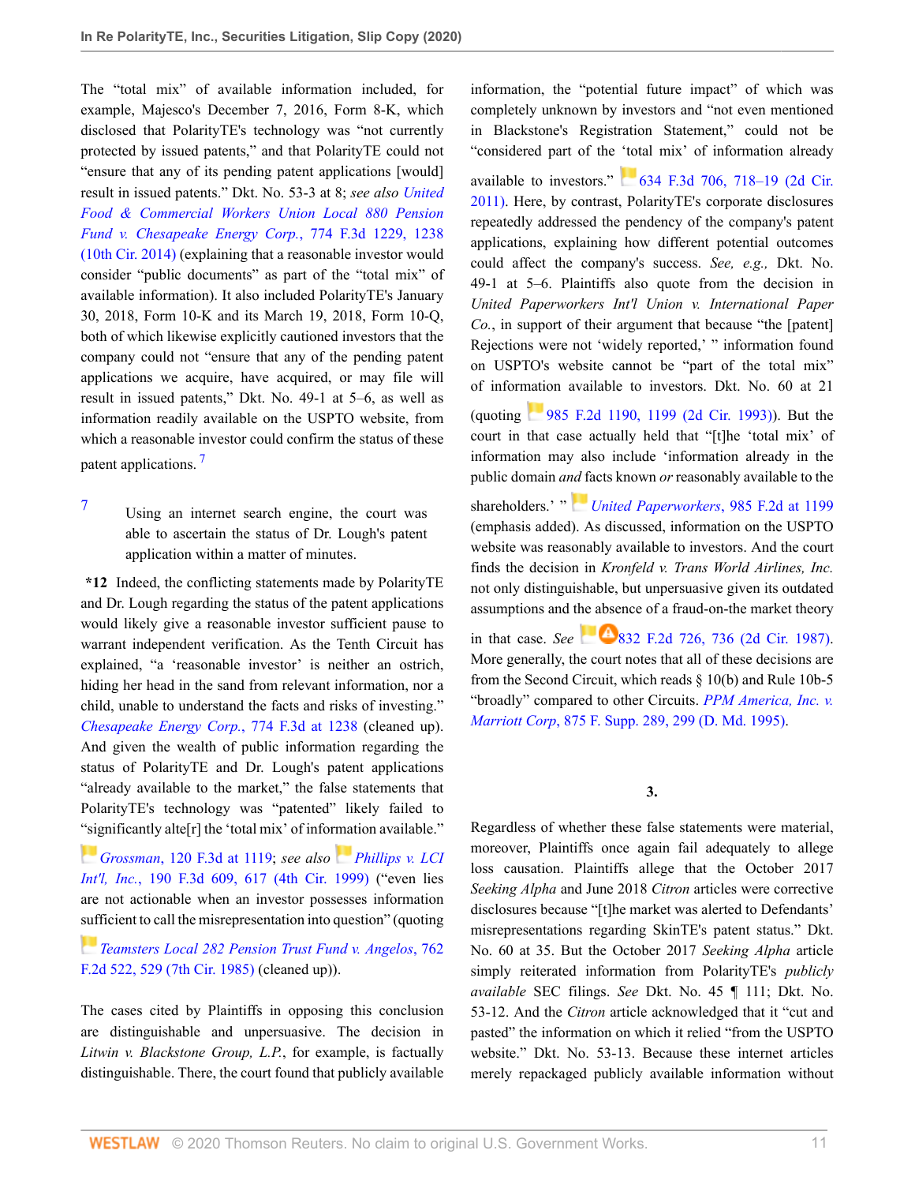The "total mix" of available information included, for example, Majesco's December 7, 2016, Form 8-K, which disclosed that PolarityTE's technology was "not currently protected by issued patents," and that PolarityTE could not "ensure that any of its pending patent applications [would] result in issued patents." Dkt. No. 53-3 at 8; *see also* *United Food & Commercial Workers Union Local 880 Pension Fund v. Chesapeake Energy Corp.*, 774 F.3d 1229, 1238 (10th Cir. 2014) (explaining that a reasonable investor would consider "public documents" as part of the "total mix" of available information). It also included PolarityTE's January 30, 2018, Form 10-K and its March 19, 2018, Form 10-Q, both of which likewise explicitly cautioned investors that the company could not "ensure that any of the pending patent applications we acquire, have acquired, or may file will result in issued patents," Dkt. No. 49-1 at 5–6, as well as information readily available on the USPTO website, from which a reasonable investor could confirm the status of these patent applications. [7]

[7] Using an internet search engine, the court was able to ascertain the status of Dr. Lough's patent application within a matter of minutes.

**\*12** Indeed, the conflicting statements made by PolarityTE and Dr. Lough regarding the status of the patent applications would likely give a reasonable investor sufficient pause to warrant independent verification. As the Tenth Circuit has explained, "a 'reasonable investor' is neither an ostrich, hiding her head in the sand from relevant information, nor a child, unable to understand the facts and risks of investing." *Chesapeake Energy Corp.*, 774 F.3d at 1238 (cleaned up). And given the wealth of public information regarding the status of PolarityTE and Dr. Lough's patent applications "already available to the market," the false statements that PolarityTE's technology was "patented" likely failed to "significantly alte[r] the 'total mix' of information available." *Grossman*, 120 F.3d at 1119; *see also* *Phillips v. LCI Int'l, Inc.*, 190 F.3d 609, 617 (4th Cir. 1999) ("even lies are not actionable when an investor possesses information sufficient to call the misrepresentation into question" (quoting *Teamsters Local 282 Pension Trust Fund v. Angelos*, 762 F.2d 522, 529 (7th Cir. 1985) (cleaned up)).

The cases cited by Plaintiffs in opposing this conclusion are distinguishable and unpersuasive. The decision in *Litwin v. Blackstone Group, L.P.*, for example, is factually distinguishable. There, the court found that publicly available information, the "potential future impact" of which was completely unknown by investors and "not even mentioned in Blackstone's Registration Statement," could not be "considered part of the 'total mix' of information already available to investors." 634 F.3d 706, 718–19 (2d Cir. 2011). Here, by contrast, PolarityTE's corporate disclosures repeatedly addressed the pendency of the company's patent applications, explaining how different potential outcomes could affect the company's success. *See, e.g.,* Dkt. No. 49-1 at 5–6. Plaintiffs also quote from the decision in *United Paperworkers Int'l Union v. International Paper Co.*, in support of their argument that because "the [patent] Rejections were not 'widely reported,' " information found on USPTO's website cannot be "part of the total mix" of information available to investors. Dkt. No. 60 at 21 (quoting 985 F.2d 1190, 1199 (2d Cir. 1993)). But the court in that case actually held that "[t]he 'total mix' of information may also include 'information already in the public domain *and* facts known *or* reasonably available to the shareholders.' " *United Paperworkers*, 985 F.2d at 1199 (emphasis added). As discussed, information on the USPTO website was reasonably available to investors. And the court finds the decision in *Kronfeld v. Trans World Airlines, Inc.* not only distinguishable, but unpersuasive given its outdated assumptions and the absence of a fraud-on-the market theory in that case. *See* 832 F.2d 726, 736 (2d Cir. 1987). More generally, the court notes that all of these decisions are from the Second Circuit, which reads § 10(b) and Rule 10b-5 "broadly" compared to other Circuits. *PPM America, Inc. v. Marriott Corp*, 875 F. Supp. 289, 299 (D. Md. 1995).

### 3.

Regardless of whether these false statements were material, moreover, Plaintiffs once again fail adequately to allege loss causation. Plaintiffs allege that the October 2017 *Seeking Alpha* and June 2018 *Citron* articles were corrective disclosures because "[t]he market was alerted to Defendants' misrepresentations regarding SkinTE's patent status." Dkt. No. 60 at 35. But the October 2017 *Seeking Alpha* article simply reiterated information from PolarityTE's *publicly available* SEC filings. *See* Dkt. No. 45 ¶ 111; Dkt. No. 53-12. And the *Citron* article acknowledged that it "cut and pasted" the information on which it relied "from the USPTO website." Dkt. No. 53-13. Because these internet articles merely repackaged publicly available information without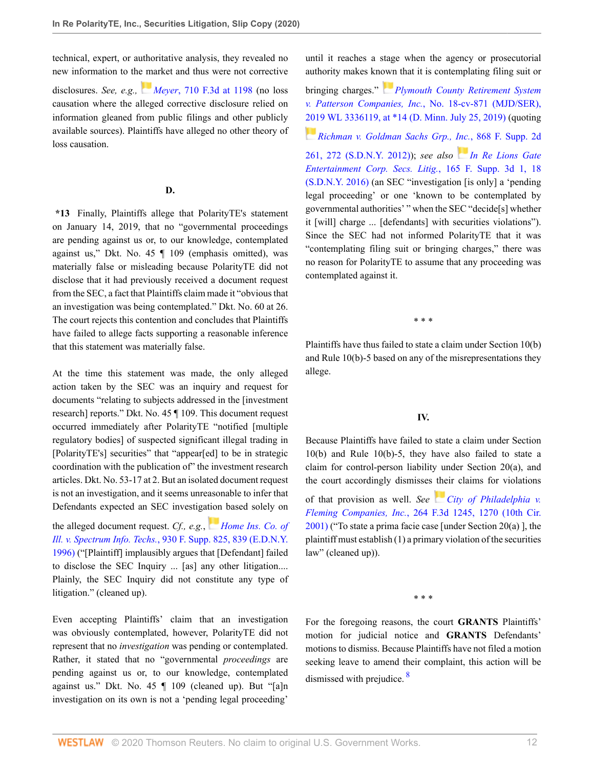technical, expert, or authoritative analysis, they revealed no new information to the market and thus were not corrective disclosures. *See, e.g., Meyer*, 710 F.3d at 1198 (no loss causation where the alleged corrective disclosure relied on information gleaned from public filings and other publicly available sources). Plaintiffs have alleged no other theory of loss causation.

### D.

**\*13** Finally, Plaintiffs allege that PolarityTE's statement on January 14, 2019, that no "governmental proceedings are pending against us or, to our knowledge, contemplated against us," Dkt. No. 45 ¶ 109 (emphasis omitted), was materially false or misleading because PolarityTE did not disclose that it had previously received a document request from the SEC, a fact that Plaintiffs claim made it "obvious that an investigation was being contemplated." Dkt. No. 60 at 26. The court rejects this contention and concludes that Plaintiffs have failed to allege facts supporting a reasonable inference that this statement was materially false.

At the time this statement was made, the only alleged action taken by the SEC was an inquiry and request for documents "relating to subjects addressed in the [investment research] reports." Dkt. No. 45 ¶ 109. This document request occurred immediately after PolarityTE "notified [multiple regulatory bodies] of suspected significant illegal trading in [PolarityTE's] securities" that "appear[ed] to be in strategic coordination with the publication of" the investment research articles. Dkt. No. 53-17 at 2. But an isolated document request is not an investigation, and it seems unreasonable to infer that Defendants expected an SEC investigation based solely on the alleged document request. *Cf., e.g., Home Ins. Co. of Ill. v. Spectrum Info. Techs.*, 930 F. Supp. 825, 839 (E.D.N.Y. 1996) ("[Plaintiff] implausibly argues that [Defendant] failed to disclose the SEC Inquiry ... [as] any other litigation.... Plainly, the SEC Inquiry did not constitute any type of litigation." (cleaned up).

Even accepting Plaintiffs' claim that an investigation was obviously contemplated, however, PolarityTE did not represent that no *investigation* was pending or contemplated. Rather, it stated that no "governmental *proceedings* are pending against us or, to our knowledge, contemplated against us." Dkt. No. 45 ¶ 109 (cleaned up). But "[a]n investigation on its own is not a 'pending legal proceeding' until it reaches a stage when the agency or prosecutorial authority makes known that it is contemplating filing suit or bringing charges." *Plymouth County Retirement System v. Patterson Companies, Inc.*, No. 18-cv-871 (MJD/SER), 2019 WL 3336119, at \*14 (D. Minn. July 25, 2019) (quoting *Richman v. Goldman Sachs Grp., Inc.*, 868 F. Supp. 2d 261, 272 (S.D.N.Y. 2012)); *see also In Re Lions Gate Entertainment Corp. Secs. Litig.*, 165 F. Supp. 3d 1, 18 (S.D.N.Y. 2016) (an SEC "investigation [is only] a 'pending legal proceeding' or one 'known to be contemplated by governmental authorities' " when the SEC "decide[s] whether it [will] charge ... [defendants] with securities violations"). Since the SEC had not informed PolarityTE that it was "contemplating filing suit or bringing charges," there was no reason for PolarityTE to assume that any proceeding was contemplated against it.

\* \* \*

Plaintiffs have thus failed to state a claim under Section 10(b) and Rule 10(b)-5 based on any of the misrepresentations they allege.

## IV.

Because Plaintiffs have failed to state a claim under Section 10(b) and Rule 10(b)-5, they have also failed to state a claim for control-person liability under Section 20(a), and the court accordingly dismisses their claims for violations of that provision as well. *See City of Philadelphia v. Fleming Companies, Inc.*, 264 F.3d 1245, 1270 (10th Cir. 2001) ("To state a prima facie case [under Section 20(a) ], the plaintiff must establish (1) a primary violation of the securities law" (cleaned up)).

\* \* \*

For the foregoing reasons, the court **GRANTS** Plaintiffs' motion for judicial notice and **GRANTS** Defendants' motions to dismiss. Because Plaintiffs have not filed a motion seeking leave to amend their complaint, this action will be dismissed with prejudice. [8]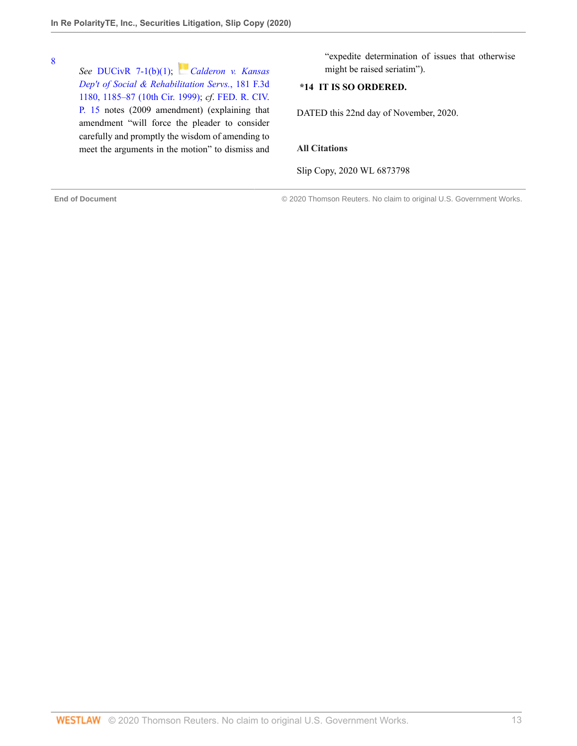8

*See* DUCivR 7-1(b)(1); *Calderon v. Kansas Dep't of Social & Rehabilitation Servs.*, 181 F.3d 1180, 1185–87 (10th Cir. 1999); *cf.* FED. R. CIV. P. 15 notes (2009 amendment) (explaining that amendment "will force the pleader to consider carefully and promptly the wisdom of amending to meet the arguments in the motion" to dismiss and "expedite determination of issues that otherwise might be raised seriatim").

**\*14 IT IS SO ORDERED.**

DATED this 22nd day of November, 2020.

**All Citations**

Slip Copy, 2020 WL 6873798

**End of Document** © 2020 Thomson Reuters. No claim to original U.S. Government Works.